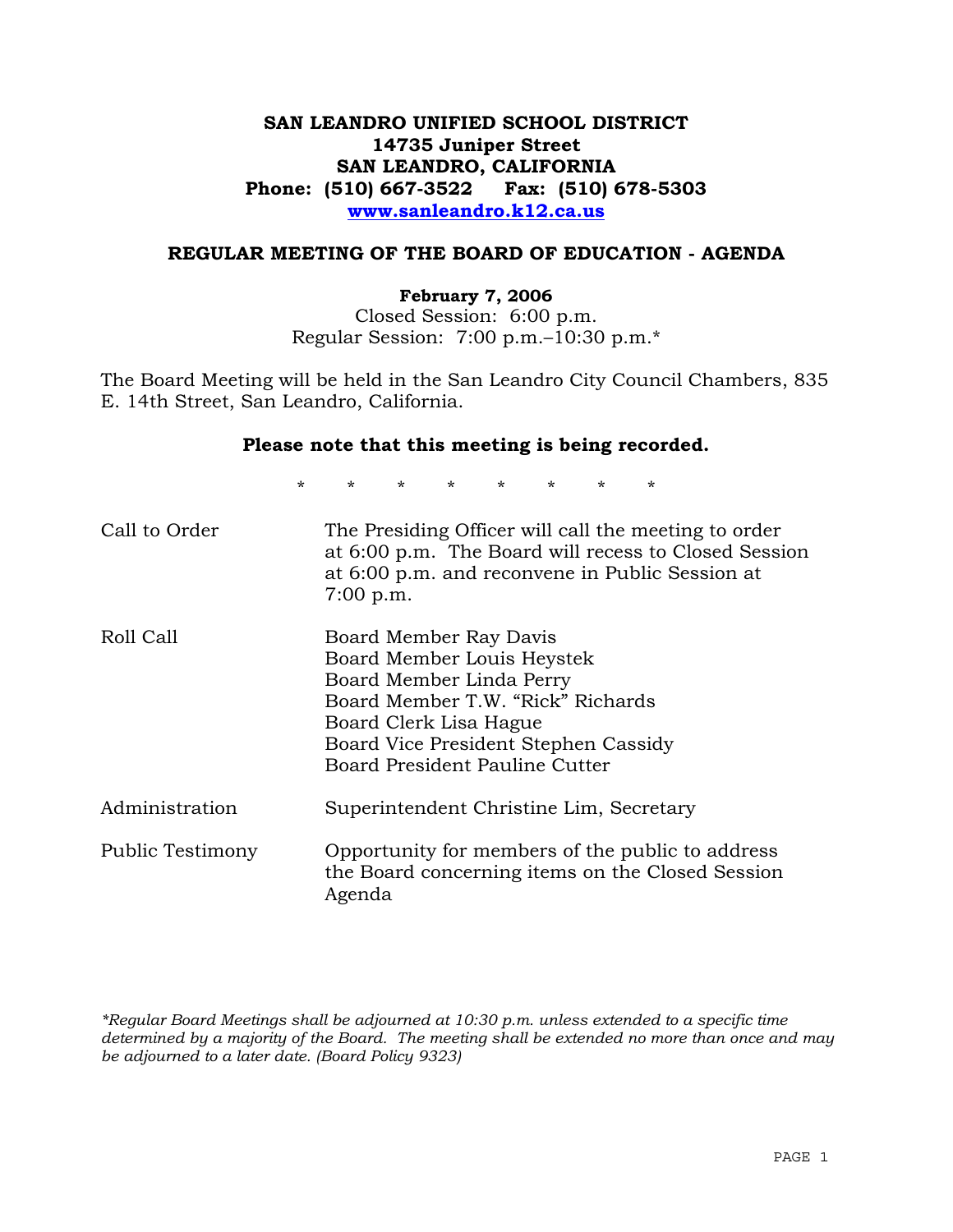# SAN LEANDRO UNIFIED SCHOOL DISTRICT
**14735 Juniper Street**
**SAN LEANDRO, CALIFORNIA**
**Phone: (510) 667-3522 Fax: (510) 678-5303**
**www.sanleandro.k12.ca.us**

## REGULAR MEETING OF THE BOARD OF EDUCATION - AGENDA

**February 7, 2006**
Closed Session: 6:00 p.m.
Regular Session: 7:00 p.m.–10:30 p.m.*

The Board Meeting will be held in the San Leandro City Council Chambers, 835 E. 14th Street, San Leandro, California.

**Please note that this meeting is being recorded.**

\* \* \* \* \* \* \* \*

| | |
|---|---|
| Call to Order | The Presiding Officer will call the meeting to order at 6:00 p.m. The Board will recess to Closed Session at 6:00 p.m. and reconvene in Public Session at 7:00 p.m. |
| Roll Call | Board Member Ray Davis<br>Board Member Louis Heystek<br>Board Member Linda Perry<br>Board Member T.W. "Rick" Richards<br>Board Clerk Lisa Hague<br>Board Vice President Stephen Cassidy<br>Board President Pauline Cutter |
| Administration | Superintendent Christine Lim, Secretary |
| Public Testimony | Opportunity for members of the public to address the Board concerning items on the Closed Session Agenda |

*\*Regular Board Meetings shall be adjourned at 10:30 p.m. unless extended to a specific time determined by a majority of the Board. The meeting shall be extended no more than once and may be adjourned to a later date. (Board Policy 9323)*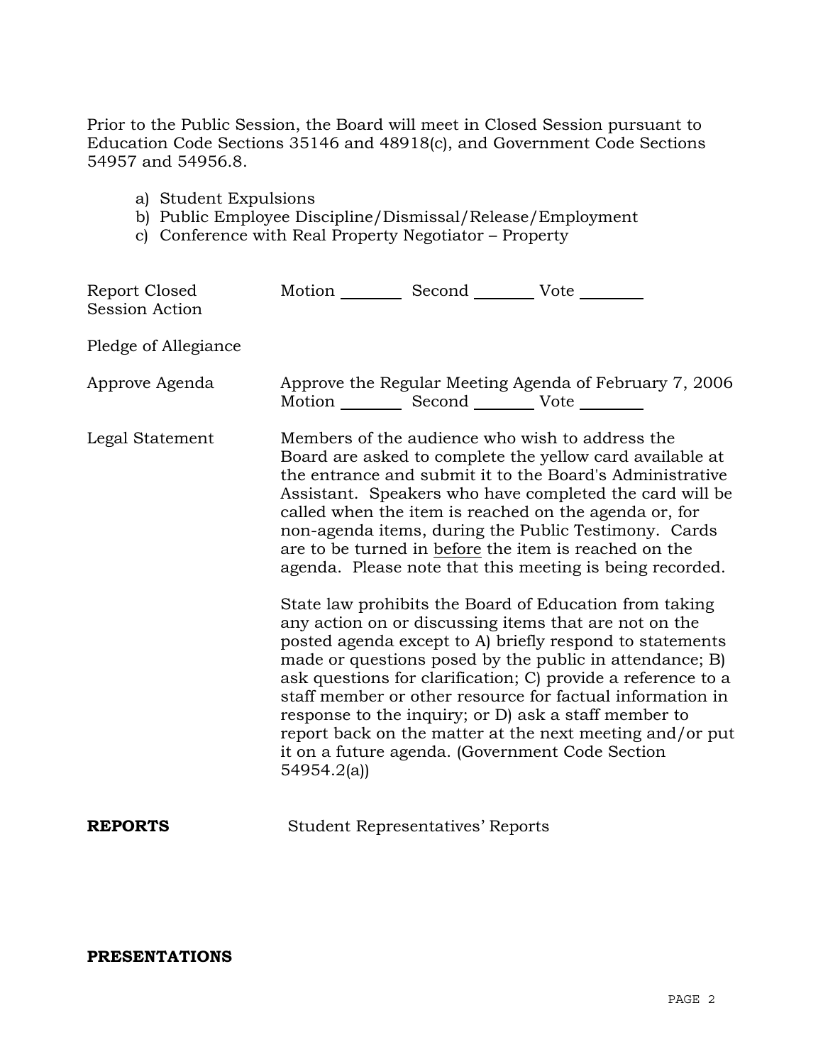Prior to the Public Session, the Board will meet in Closed Session pursuant to Education Code Sections 35146 and 48918(c), and Government Code Sections 54957 and 54956.8.

a) Student Expulsions
b) Public Employee Discipline/Dismissal/Release/Employment
c) Conference with Real Property Negotiator – Property

Report Closed Session Action — Motion ________ Second ________ Vote ________

Pledge of Allegiance

Approve Agenda — Approve the Regular Meeting Agenda of February 7, 2006
Motion ________ Second ________ Vote ________

Legal Statement — Members of the audience who wish to address the Board are asked to complete the yellow card available at the entrance and submit it to the Board's Administrative Assistant. Speakers who have completed the card will be called when the item is reached on the agenda or, for non-agenda items, during the Public Testimony. Cards are to be turned in before the item is reached on the agenda. Please note that this meeting is being recorded.

State law prohibits the Board of Education from taking any action on or discussing items that are not on the posted agenda except to A) briefly respond to statements made or questions posed by the public in attendance; B) ask questions for clarification; C) provide a reference to a staff member or other resource for factual information in response to the inquiry; or D) ask a staff member to report back on the matter at the next meeting and/or put it on a future agenda. (Government Code Section 54954.2(a))

**REPORTS** — Student Representatives' Reports

**PRESENTATIONS**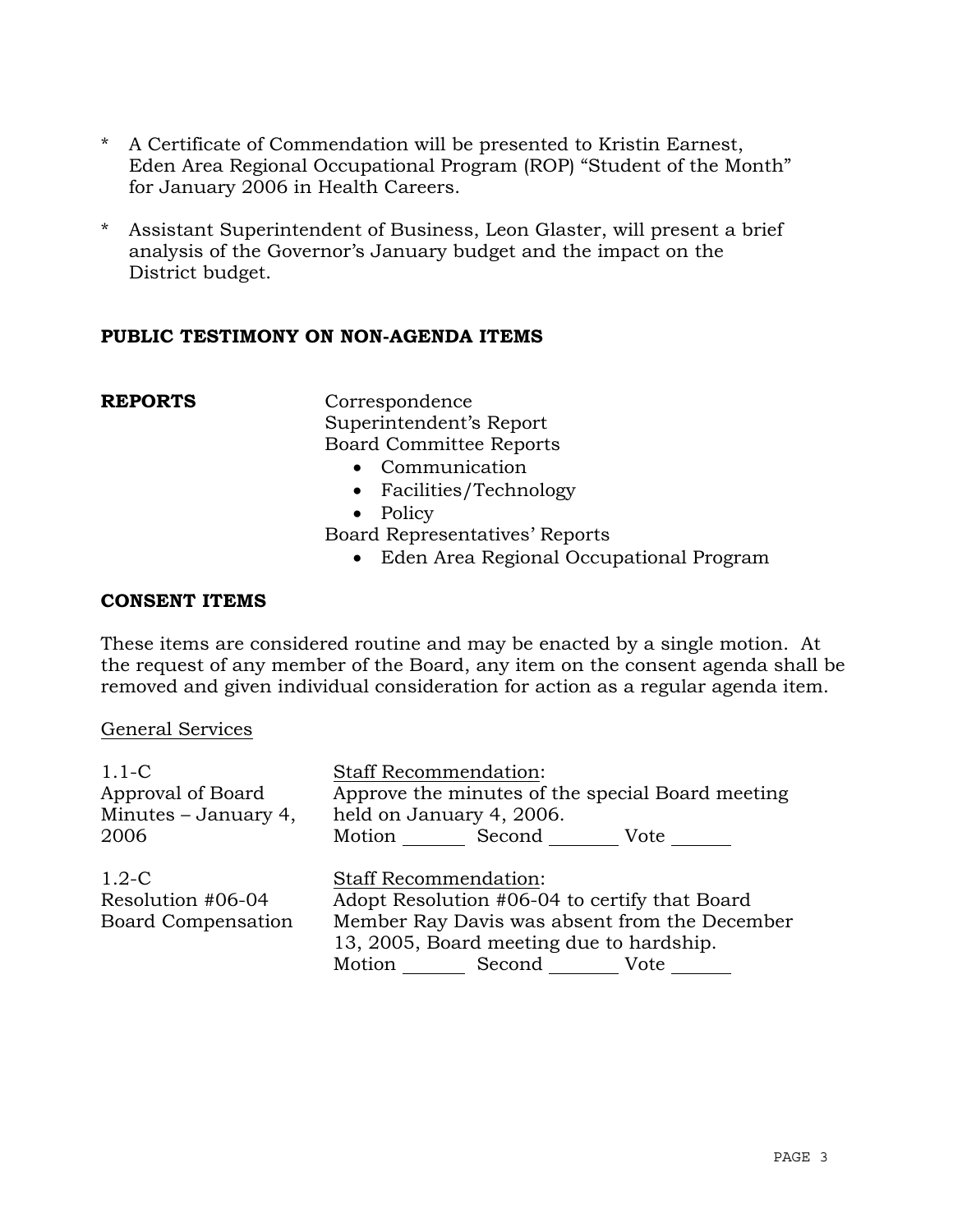* A Certificate of Commendation will be presented to Kristin Earnest, Eden Area Regional Occupational Program (ROP) "Student of the Month" for January 2006 in Health Careers.

* Assistant Superintendent of Business, Leon Glaster, will present a brief analysis of the Governor's January budget and the impact on the District budget.

**PUBLIC TESTIMONY ON NON-AGENDA ITEMS**

**REPORTS**

Correspondence
Superintendent's Report
Board Committee Reports

- Communication
- Facilities/Technology
- Policy

Board Representatives' Reports

- Eden Area Regional Occupational Program

**CONSENT ITEMS**

These items are considered routine and may be enacted by a single motion. At the request of any member of the Board, any item on the consent agenda shall be removed and given individual consideration for action as a regular agenda item.

General Services

1.1-C
Approval of Board Minutes – January 4, 2006

Staff Recommendation:
Approve the minutes of the special Board meeting held on January 4, 2006.
Motion _______ Second ________ Vote _______

1.2-C
Resolution #06-04
Board Compensation

Staff Recommendation:
Adopt Resolution #06-04 to certify that Board Member Ray Davis was absent from the December 13, 2005, Board meeting due to hardship.
Motion _______ Second ________ Vote _______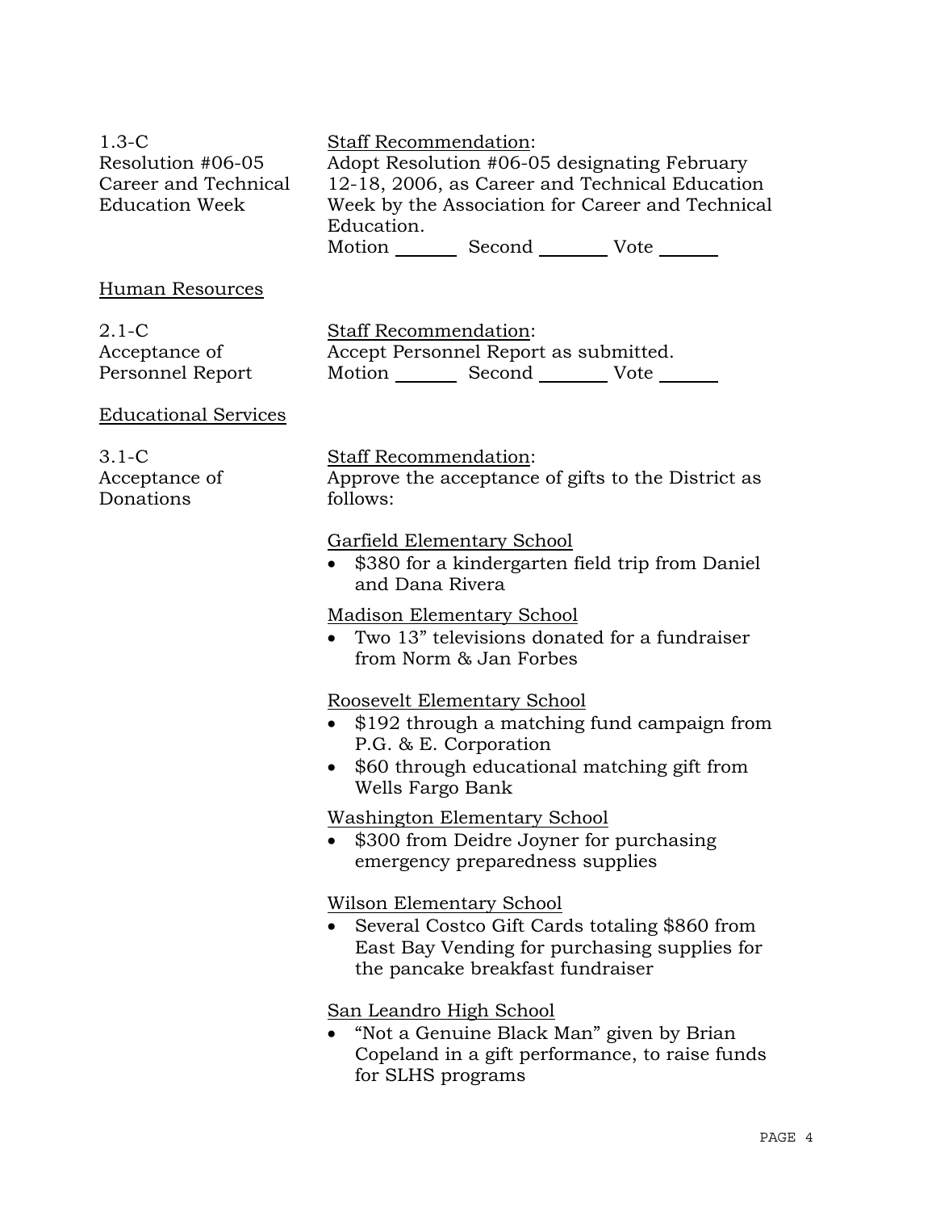1.3-C
Resolution #06-05
Career and Technical
Education Week

Staff Recommendation:
Adopt Resolution #06-05 designating February 12-18, 2006, as Career and Technical Education Week by the Association for Career and Technical Education.
Motion _______ Second ________ Vote _______

Human Resources

2.1-C
Acceptance of
Personnel Report

Staff Recommendation:
Accept Personnel Report as submitted.
Motion _______ Second ________ Vote _______

Educational Services

3.1-C
Acceptance of
Donations

Staff Recommendation:
Approve the acceptance of gifts to the District as follows:

Garfield Elementary School

- $380 for a kindergarten field trip from Daniel and Dana Rivera

Madison Elementary School

- Two 13" televisions donated for a fundraiser from Norm & Jan Forbes

Roosevelt Elementary School

- $192 through a matching fund campaign from P.G. & E. Corporation
- $60 through educational matching gift from Wells Fargo Bank

Washington Elementary School

- $300 from Deidre Joyner for purchasing emergency preparedness supplies

Wilson Elementary School

- Several Costco Gift Cards totaling $860 from East Bay Vending for purchasing supplies for the pancake breakfast fundraiser

San Leandro High School

- "Not a Genuine Black Man" given by Brian Copeland in a gift performance, to raise funds for SLHS programs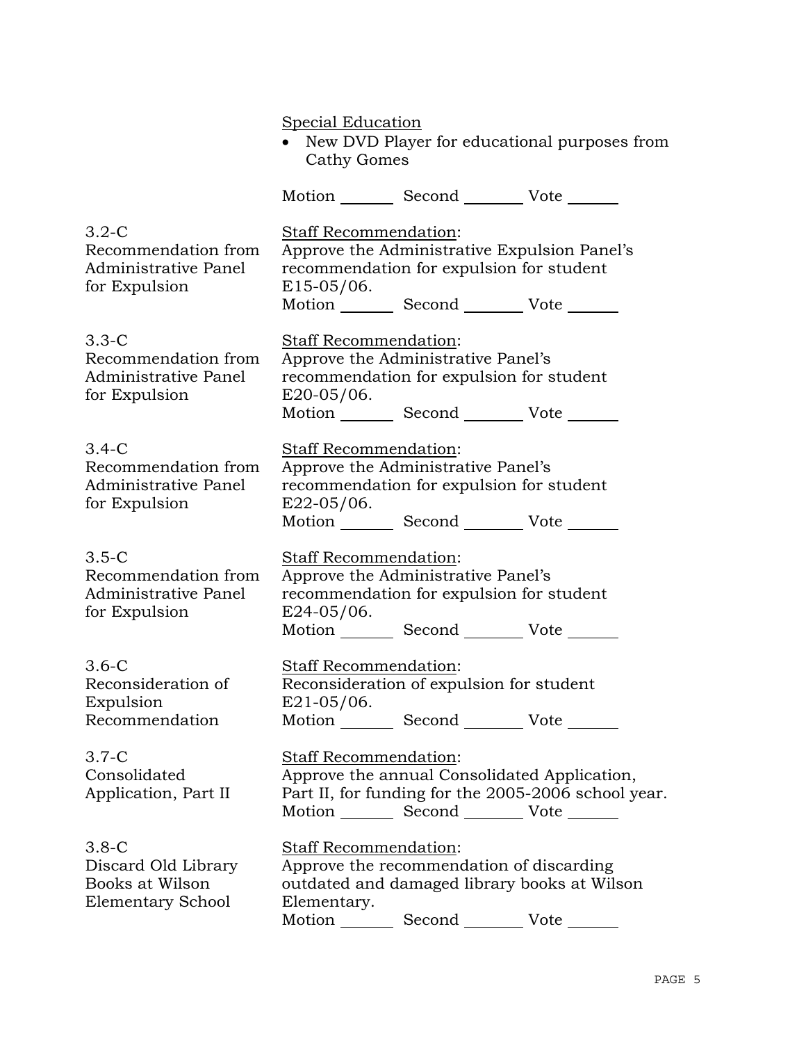Special Education

- New DVD Player for educational purposes from Cathy Gomes

Motion _______ Second _______ Vote _______

3.2-C Recommendation from Administrative Panel for Expulsion

Staff Recommendation:
Approve the Administrative Expulsion Panel's recommendation for expulsion for student E15-05/06.
Motion _______ Second _______ Vote _______

3.3-C Recommendation from Administrative Panel for Expulsion

Staff Recommendation:
Approve the Administrative Panel's recommendation for expulsion for student E20-05/06.
Motion _______ Second _______ Vote _______

3.4-C Recommendation from Administrative Panel for Expulsion

Staff Recommendation:
Approve the Administrative Panel's recommendation for expulsion for student E22-05/06.
Motion _______ Second _______ Vote _______

3.5-C Recommendation from Administrative Panel for Expulsion

Staff Recommendation:
Approve the Administrative Panel's recommendation for expulsion for student E24-05/06.
Motion _______ Second _______ Vote _______

3.6-C Reconsideration of Expulsion Recommendation

Staff Recommendation:
Reconsideration of expulsion for student E21-05/06.
Motion _______ Second _______ Vote _______

3.7-C Consolidated Application, Part II

Staff Recommendation:
Approve the annual Consolidated Application, Part II, for funding for the 2005-2006 school year.
Motion _______ Second _______ Vote _______

3.8-C Discard Old Library Books at Wilson Elementary School

Staff Recommendation:
Approve the recommendation of discarding outdated and damaged library books at Wilson Elementary.
Motion _______ Second _______ Vote _______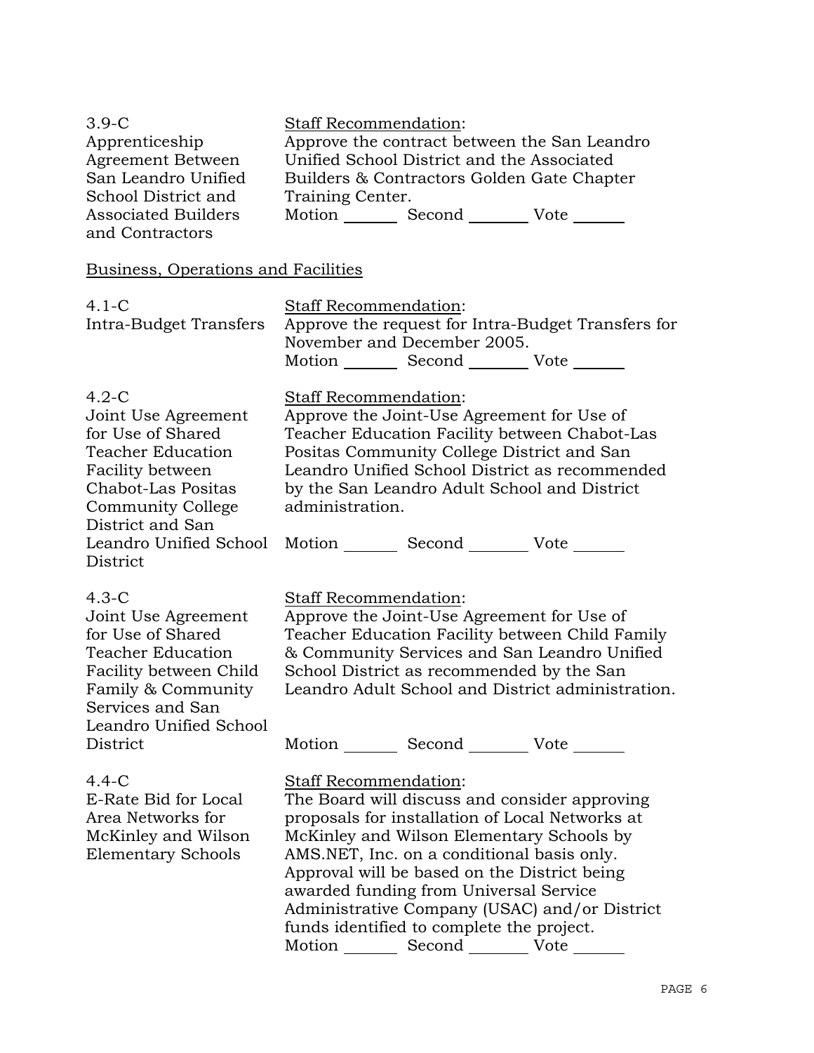3.9-C
Apprenticeship Agreement Between San Leandro Unified School District and Associated Builders and Contractors

Staff Recommendation:
Approve the contract between the San Leandro Unified School District and the Associated Builders & Contractors Golden Gate Chapter Training Center.

Motion _______ Second _______ Vote _______

## Business, Operations and Facilities

4.1-C
Intra-Budget Transfers

Staff Recommendation:
Approve the request for Intra-Budget Transfers for November and December 2005.

Motion _______ Second _______ Vote _______

4.2-C
Joint Use Agreement for Use of Shared Teacher Education Facility between Chabot-Las Positas Community College District and San Leandro Unified School District

Staff Recommendation:
Approve the Joint-Use Agreement for Use of Teacher Education Facility between Chabot-Las Positas Community College District and San Leandro Unified School District as recommended by the San Leandro Adult School and District administration.

Motion _______ Second _______ Vote _______

4.3-C
Joint Use Agreement for Use of Shared Teacher Education Facility between Child Family & Community Services and San Leandro Unified School District

Staff Recommendation:
Approve the Joint-Use Agreement for Use of Teacher Education Facility between Child Family & Community Services and San Leandro Unified School District as recommended by the San Leandro Adult School and District administration.

Motion _______ Second _______ Vote _______

4.4-C
E-Rate Bid for Local Area Networks for McKinley and Wilson Elementary Schools

Staff Recommendation:
The Board will discuss and consider approving proposals for installation of Local Networks at McKinley and Wilson Elementary Schools by AMS.NET, Inc. on a conditional basis only. Approval will be based on the District being awarded funding from Universal Service Administrative Company (USAC) and/or District funds identified to complete the project.

Motion _______ Second _______ Vote _______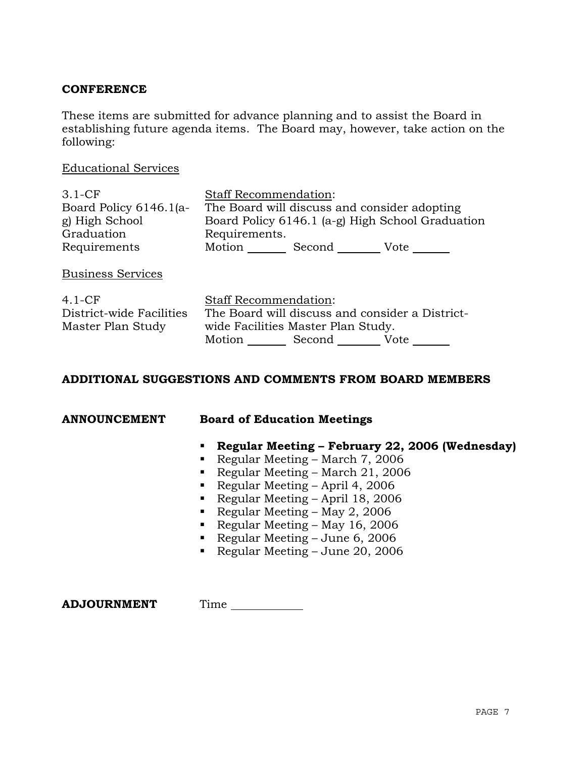**CONFERENCE**

These items are submitted for advance planning and to assist the Board in establishing future agenda items. The Board may, however, take action on the following:

Educational Services

| | |
|---|---|
| 3.1-CF<br>Board Policy 6146.1(a-g) High School Graduation Requirements | Staff Recommendation:<br>The Board will discuss and consider adopting Board Policy 6146.1 (a-g) High School Graduation Requirements.<br>Motion \_\_\_\_\_\_ Second \_\_\_\_\_\_ Vote \_\_\_\_\_\_ |

Business Services

| | |
|---|---|
| 4.1-CF<br>District-wide Facilities Master Plan Study | Staff Recommendation:<br>The Board will discuss and consider a District-wide Facilities Master Plan Study.<br>Motion \_\_\_\_\_\_ Second \_\_\_\_\_\_ Vote \_\_\_\_\_\_ |

**ADDITIONAL SUGGESTIONS AND COMMENTS FROM BOARD MEMBERS**

**ANNOUNCEMENT** **Board of Education Meetings**

- **Regular Meeting – February 22, 2006 (Wednesday)**
- Regular Meeting – March 7, 2006
- Regular Meeting – March 21, 2006
- Regular Meeting – April 4, 2006
- Regular Meeting – April 18, 2006
- Regular Meeting – May 2, 2006
- Regular Meeting – May 16, 2006
- Regular Meeting – June 6, 2006
- Regular Meeting – June 20, 2006

**ADJOURNMENT** Time \_\_\_\_\_\_\_\_\_\_